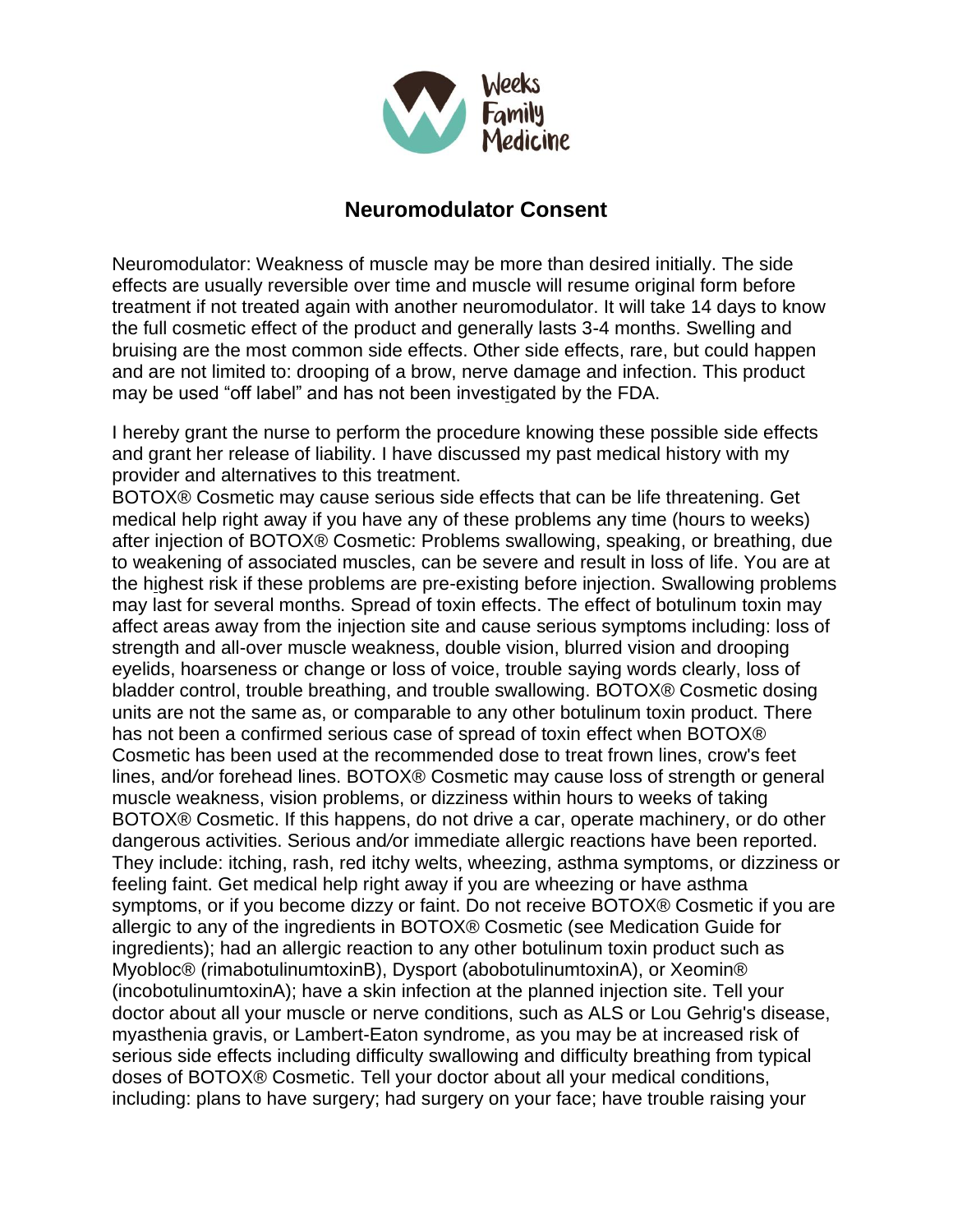Weeks Family Medicine

# Neuromodulator Consent

Neuromodulator: Weakness of muscle may be more than desired initially. The side effects are usually reversible over time and muscle will resume original form before treatment if not treated again with another neuromodulator. It will take 14 days to know the full cosmetic effect of the product and generally lasts 3-4 months. Swelling and bruising are the most common side effects. Other side effects, rare, but could happen and are not limited to: drooping of a brow, nerve damage and infection. This product may be used "off label" and has not been investigated by the FDA.

I hereby grant the nurse to perform the procedure knowing these possible side effects and grant her release of liability. I have discussed my past medical history with my provider and alternatives to this treatment.

BOTOX® Cosmetic may cause serious side effects that can be life threatening. Get medical help right away if you have any of these problems any time (hours to weeks) after injection of BOTOX® Cosmetic: Problems swallowing, speaking, or breathing, due to weakening of associated muscles, can be severe and result in loss of life. You are at the highest risk if these problems are pre-existing before injection. Swallowing problems may last for several months. Spread of toxin effects. The effect of botulinum toxin may affect areas away from the injection site and cause serious symptoms including: loss of strength and all-over muscle weakness, double vision, blurred vision and drooping eyelids, hoarseness or change or loss of voice, trouble saying words clearly, loss of bladder control, trouble breathing, and trouble swallowing. BOTOX® Cosmetic dosing units are not the same as, or comparable to any other botulinum toxin product. There has not been a confirmed serious case of spread of toxin effect when BOTOX® Cosmetic has been used at the recommended dose to treat frown lines, crow's feet lines, and/or forehead lines. BOTOX® Cosmetic may cause loss of strength or general muscle weakness, vision problems, or dizziness within hours to weeks of taking BOTOX® Cosmetic. If this happens, do not drive a car, operate machinery, or do other dangerous activities. Serious and/or immediate allergic reactions have been reported. They include: itching, rash, red itchy welts, wheezing, asthma symptoms, or dizziness or feeling faint. Get medical help right away if you are wheezing or have asthma symptoms, or if you become dizzy or faint. Do not receive BOTOX® Cosmetic if you are allergic to any of the ingredients in BOTOX® Cosmetic (see Medication Guide for ingredients); had an allergic reaction to any other botulinum toxin product such as Myobloc® (rimabotulinumtoxinB), Dysport (abobotulinumtoxinA), or Xeomin® (incobotulinumtoxinA); have a skin infection at the planned injection site. Tell your doctor about all your muscle or nerve conditions, such as ALS or Lou Gehrig's disease, myasthenia gravis, or Lambert-Eaton syndrome, as you may be at increased risk of serious side effects including difficulty swallowing and difficulty breathing from typical doses of BOTOX® Cosmetic. Tell your doctor about all your medical conditions, including: plans to have surgery; had surgery on your face; have trouble raising your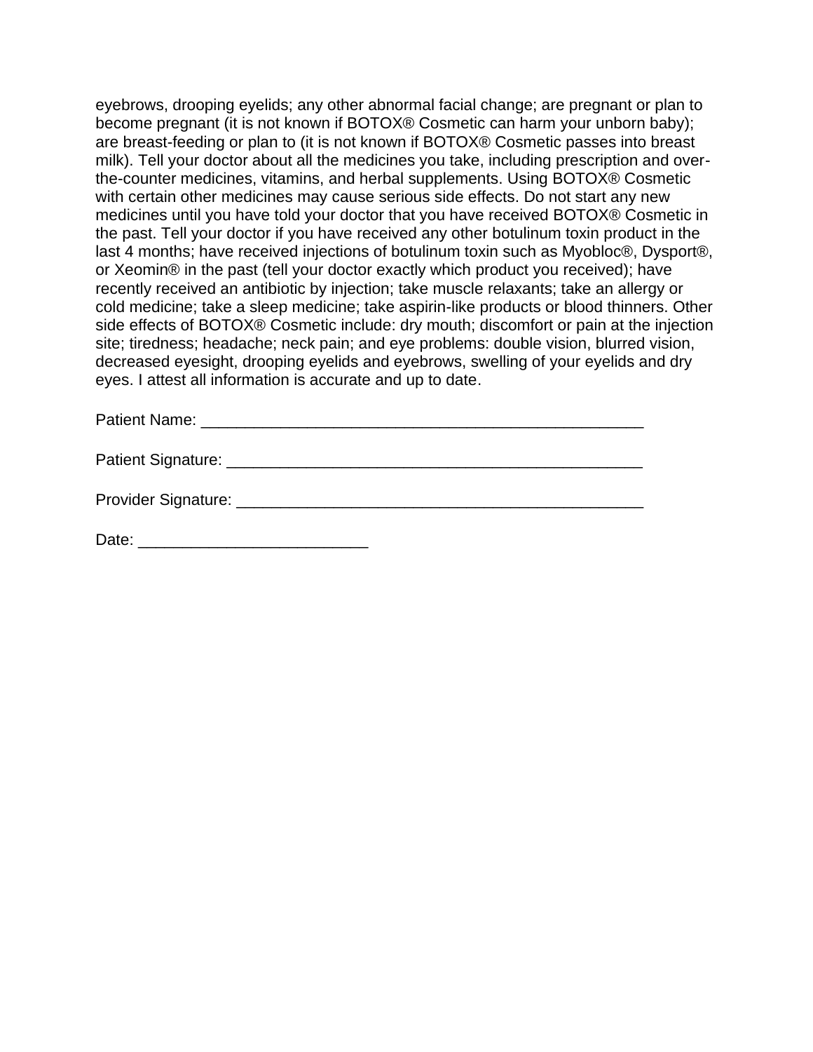eyebrows, drooping eyelids; any other abnormal facial change; are pregnant or plan to become pregnant (it is not known if BOTOX® Cosmetic can harm your unborn baby); are breast-feeding or plan to (it is not known if BOTOX® Cosmetic passes into breast milk). Tell your doctor about all the medicines you take, including prescription and over-the-counter medicines, vitamins, and herbal supplements. Using BOTOX® Cosmetic with certain other medicines may cause serious side effects. Do not start any new medicines until you have told your doctor that you have received BOTOX® Cosmetic in the past. Tell your doctor if you have received any other botulinum toxin product in the last 4 months; have received injections of botulinum toxin such as Myobloc®, Dysport®, or Xeomin® in the past (tell your doctor exactly which product you received); have recently received an antibiotic by injection; take muscle relaxants; take an allergy or cold medicine; take a sleep medicine; take aspirin-like products or blood thinners. Other side effects of BOTOX® Cosmetic include: dry mouth; discomfort or pain at the injection site; tiredness; headache; neck pain; and eye problems: double vision, blurred vision, decreased eyesight, drooping eyelids and eyebrows, swelling of your eyelids and dry eyes. I attest all information is accurate and up to date.

Patient Name: ___________________________________________________

Patient Signature: ________________________________________________

Provider Signature: _______________________________________________

Date: _________________________